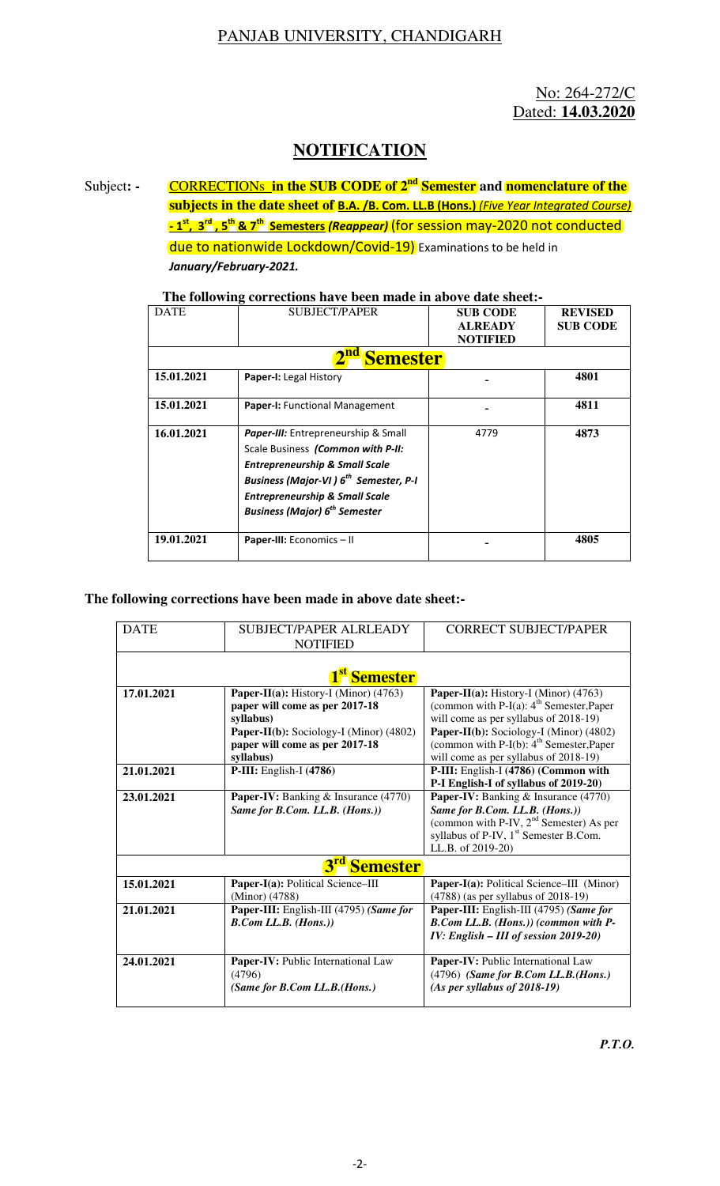## PANJAB UNIVERSITY, CHANDIGARH

No: 264-272/C
Dated: **14.03.2020**

# NOTIFICATION

Subject: - **CORRECTIONs in the SUB CODE of 2nd Semester and nomenclature of the subjects in the date sheet of B.A. /B. Com. LL.B (Hons.)** *(Five Year Integrated Course)* **- 1st, 3rd, 5th & 7th Semesters *(Reappear)*** (for session may-2020 not conducted due to nationwide Lockdown/Covid-19) Examinations to be held in ***January/February-2021.***

**The following corrections have been made in above date sheet:-**

| DATE | SUBJECT/PAPER | SUB CODE ALREADY NOTIFIED | REVISED SUB CODE |
|---|---|---|---|
| **2nd Semester** | | | |
| **15.01.2021** | **Paper-I:** Legal History | - | **4801** |
| **15.01.2021** | **Paper-I:** Functional Management | - | **4811** |
| **16.01.2021** | ***Paper-III:*** Entrepreneurship & Small Scale Business ***(Common with P-II: Entrepreneurship & Small Scale Business (Major-VI) 6th Semester, P-I Entrepreneurship & Small Scale Business (Major) 6th Semester*** | 4779 | **4873** |
| **19.01.2021** | **Paper-III:** Economics – II | - | **4805** |

**The following corrections have been made in above date sheet:-**

| DATE | SUBJECT/PAPER ALRLEADY NOTIFIED | CORRECT SUBJECT/PAPER |
|---|---|---|
| **1st Semester** | | |
| **17.01.2021** | **Paper-II(a):** History-I (Minor) (4763) **paper will come as per 2017-18 syllabus)** **Paper-II(b):** Sociology-I (Minor) (4802) **paper will come as per 2017-18 syllabus)** | **Paper-II(a):** History-I (Minor) (4763) (common with P-I(a): 4th Semester,Paper will come as per syllabus of 2018-19) **Paper-II(b):** Sociology-I (Minor) (4802) (common with P-I(b): 4th Semester,Paper will come as per syllabus of 2018-19) |
| **21.01.2021** | **P-III:** English-I **(4786)** | **P-III:** English-I **(4786) (Common with P-I English-I of syllabus of 2019-20)** |
| **23.01.2021** | **Paper-IV:** Banking & Insurance (4770) ***Same for B.Com. LL.B. (Hons.))*** | **Paper-IV:** Banking & Insurance (4770) ***Same for B.Com. LL.B. (Hons.))*** (common with P-IV, 2nd Semester) As per syllabus of P-IV, 1st Semester B.Com. LL.B. of 2019-20) |
| **3rd Semester** | | |
| **15.01.2021** | **Paper-I(a):** Political Science–III (Minor) (4788) | **Paper-I(a):** Political Science–III (Minor) (4788) (as per syllabus of 2018-19) |
| **21.01.2021** | **Paper-III:** English-III (4795) ***(Same for B.Com LL.B. (Hons.))*** | **Paper-III:** English-III (4795) ***(Same for B.Com LL.B. (Hons.)) (common with P-IV: English – III of session 2019-20)*** |
| **24.01.2021** | **Paper-IV:** Public International Law (4796) ***(Same for B.Com LL.B.(Hons.)*** | **Paper-IV:** Public International Law (4796) ***(Same for B.Com LL.B.(Hons.) (As per syllabus of 2018-19)*** |

***P.T.O.***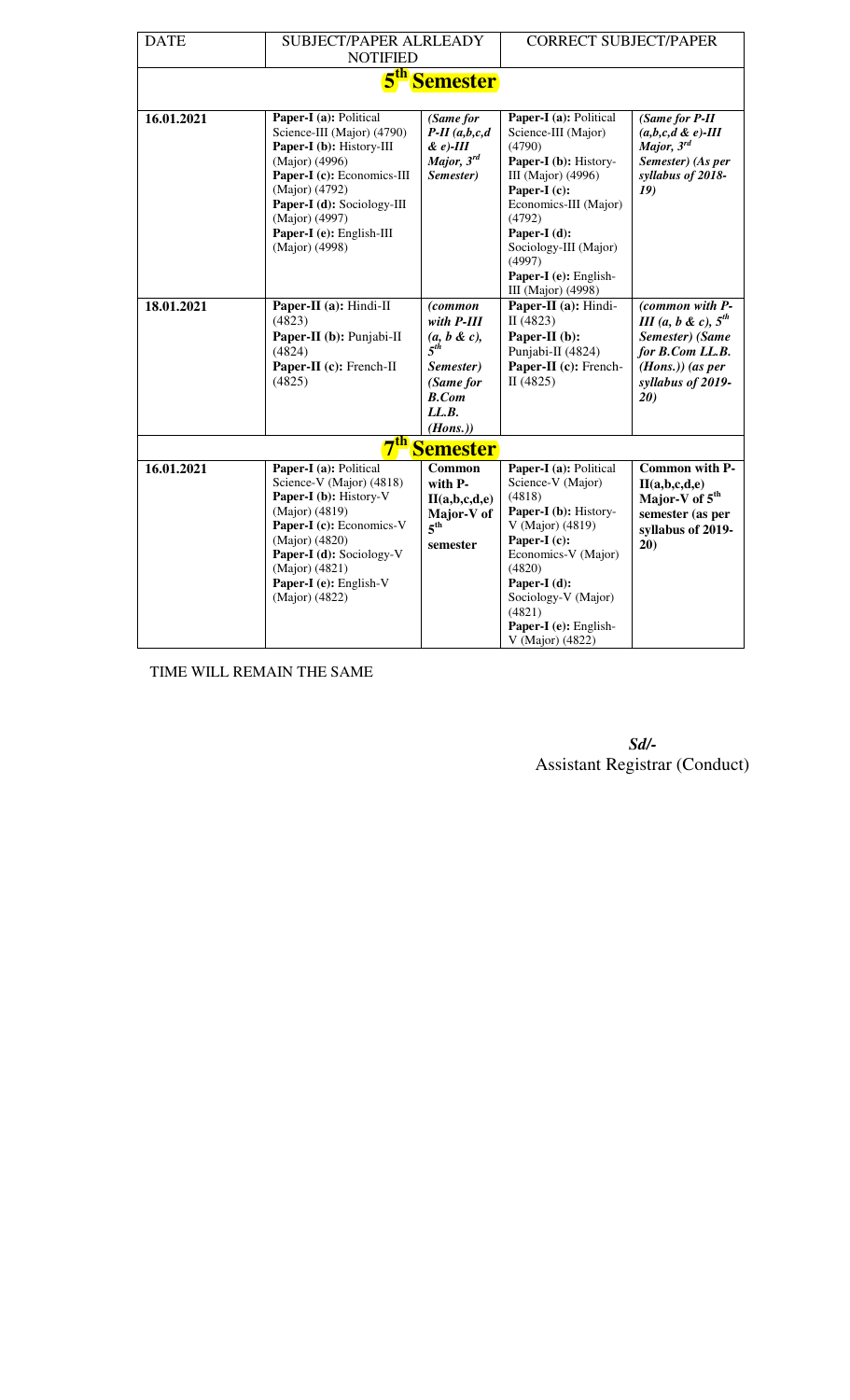| DATE | SUBJECT/PAPER ALRLEADY NOTIFIED | | CORRECT SUBJECT/PAPER | |
|---|---|---|---|---|
| **5th Semester** | | | | |
| **16.01.2021** | **Paper-I (a):** Political Science-III (Major) (4790) **Paper-I (b):** History-III (Major) (4996) **Paper-I (c):** Economics-III (Major) (4792) **Paper-I (d):** Sociology-III (Major) (4997) **Paper-I (e):** English-III (Major) (4998) | ***(Same for P-II (a,b,c,d & e)-III Major, 3rd Semester)*** | **Paper-I (a):** Political Science-III (Major) (4790) **Paper-I (b):** History-III (Major) (4996) **Paper-I (c):** Economics-III (Major) (4792) **Paper-I (d):** Sociology-III (Major) (4997) **Paper-I (e):** English-III (Major) (4998) | ***(Same for P-II (a,b,c,d & e)-III Major, 3rd Semester) (As per syllabus of 2018-19)*** |
| **18.01.2021** | **Paper-II (a):** Hindi-II (4823) **Paper-II (b):** Punjabi-II (4824) **Paper-II (c):** French-II (4825) | ***(common with P-III (a, b & c), 5th Semester) (Same for B.Com LL.B. (Hons.))*** | **Paper-II (a):** Hindi-II (4823) **Paper-II (b):** Punjabi-II (4824) **Paper-II (c):** French-II (4825) | ***(common with P-III (a, b & c), 5th Semester) (Same for B.Com LL.B. (Hons.)) (as per syllabus of 2019-20)*** |
| **7th Semester** | | | | |
| **16.01.2021** | **Paper-I (a):** Political Science-V (Major) (4818) **Paper-I (b):** History-V (Major) (4819) **Paper-I (c):** Economics-V (Major) (4820) **Paper-I (d):** Sociology-V (Major) (4821) **Paper-I (e):** English-V (Major) (4822) | **Common with P-II(a,b,c,d,e) Major-V of 5th semester** | **Paper-I (a):** Political Science-V (Major) (4818) **Paper-I (b):** History-V (Major) (4819) **Paper-I (c):** Economics-V (Major) (4820) **Paper-I (d):** Sociology-V (Major) (4821) **Paper-I (e):** English-V (Major) (4822) | **Common with P-II(a,b,c,d,e) Major-V of 5th semester (as per syllabus of 2019-20)** |

TIME WILL REMAIN THE SAME

***Sd/-***
Assistant Registrar (Conduct)